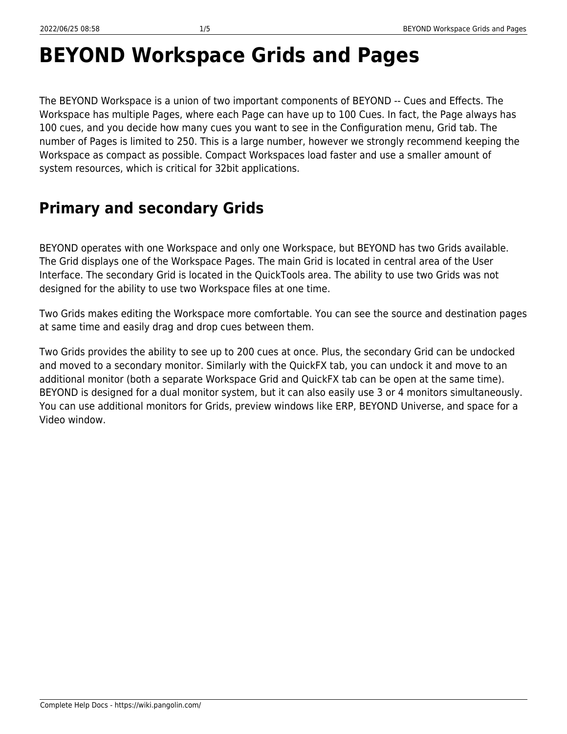# BEYOND Workspace Grids and Pages

The BEYOND Workspace is a union of two important components of BEYOND -- Cues and Effects. The Workspace has multiple Pages, where each Page can have up to 100 Cues. In fact, the Page always has 100 cues, and you decide how many cues you want to see in the Configuration menu, Grid tab. The number of Pages is limited to 250. This is a large number, however we strongly recommend keeping the Workspace as compact as possible. Compact Workspaces load faster and use a smaller amount of system resources, which is critical for 32bit applications.

## Primary and secondary Grids

BEYOND operates with one Workspace and only one Workspace, but BEYOND has two Grids available. The Grid displays one of the Workspace Pages. The main Grid is located in central area of the User Interface. The secondary Grid is located in the QuickTools area. The ability to use two Grids was not designed for the ability to use two Workspace files at one time.

Two Grids makes editing the Workspace more comfortable. You can see the source and destination pages at same time and easily drag and drop cues between them.

Two Grids provides the ability to see up to 200 cues at once. Plus, the secondary Grid can be undocked and moved to a secondary monitor. Similarly with the QuickFX tab, you can undock it and move to an additional monitor (both a separate Workspace Grid and QuickFX tab can be open at the same time). BEYOND is designed for a dual monitor system, but it can also easily use 3 or 4 monitors simultaneously. You can use additional monitors for Grids, preview windows like ERP, BEYOND Universe, and space for a Video window.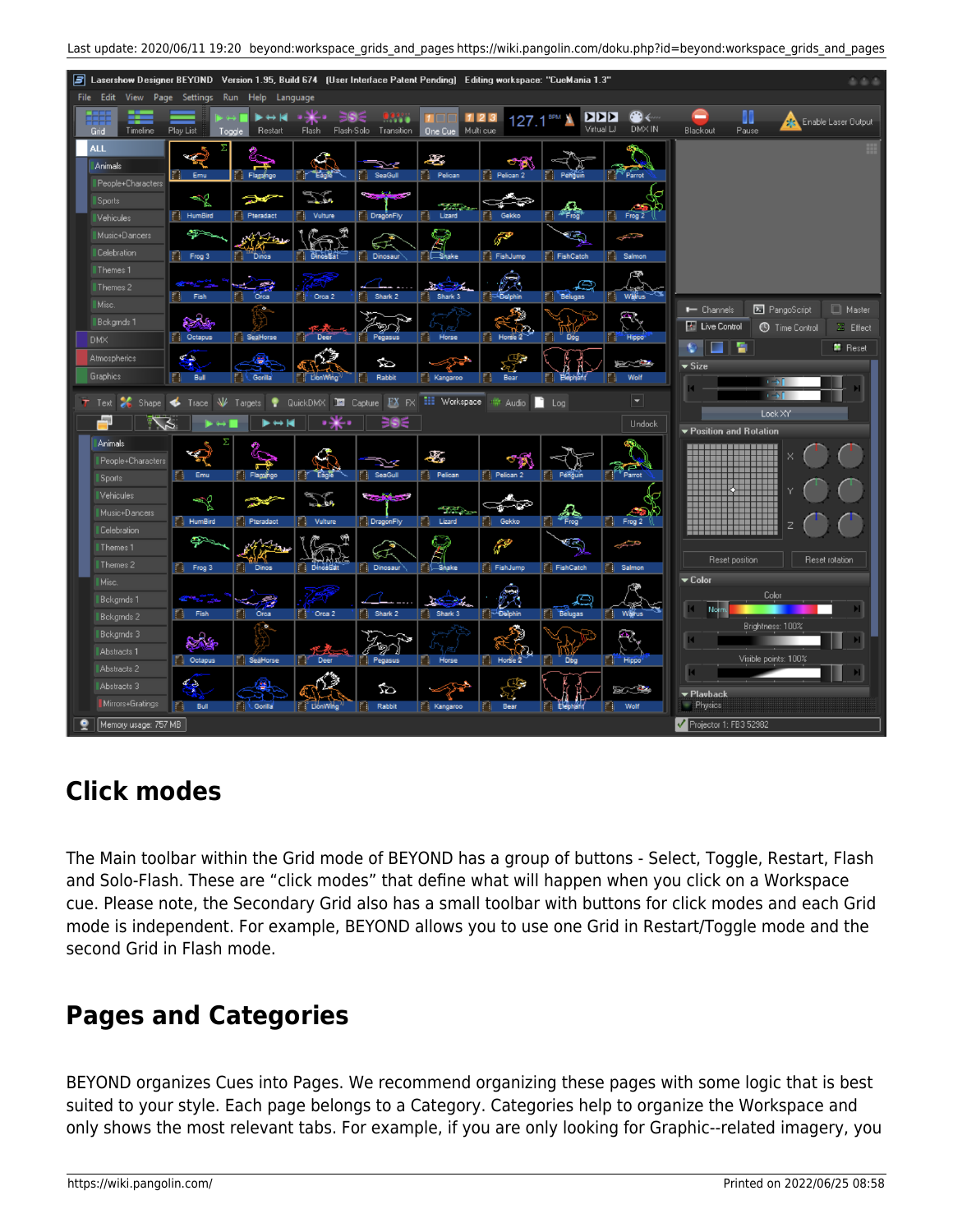## Click modes

The Main toolbar within the Grid mode of BEYOND has a group of buttons - Select, Toggle, Restart, Flash and Solo-Flash. These are “click modes” that define what will happen when you click on a Workspace cue. Please note, the Secondary Grid also has a small toolbar with buttons for click modes and each Grid mode is independent. For example, BEYOND allows you to use one Grid in Restart/Toggle mode and the second Grid in Flash mode.

## Pages and Categories

BEYOND organizes Cues into Pages. We recommend organizing these pages with some logic that is best suited to your style. Each page belongs to a Category. Categories help to organize the Workspace and only shows the most relevant tabs. For example, if you are only looking for Graphic--related imagery, you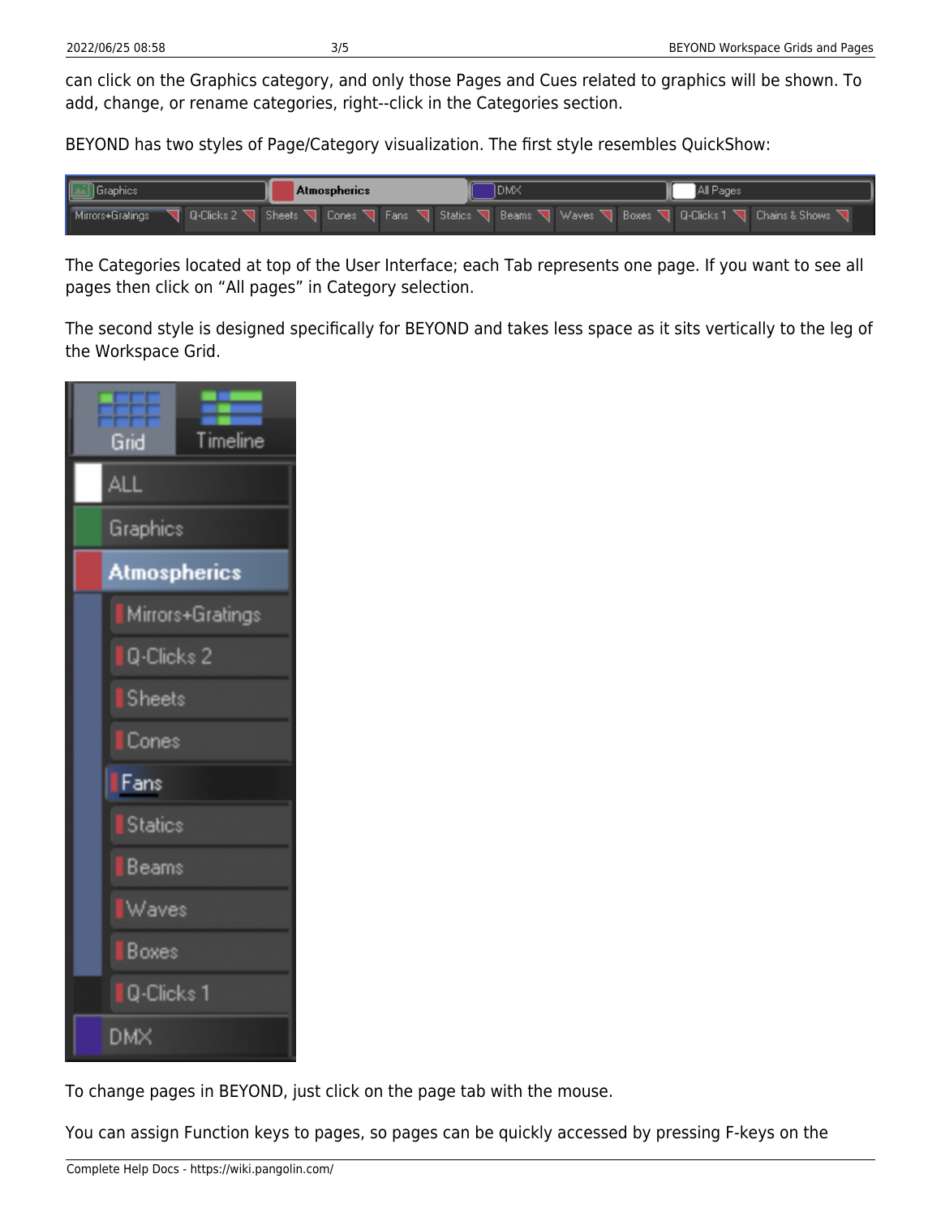can click on the Graphics category, and only those Pages and Cues related to graphics will be shown. To add, change, or rename categories, right--click in the Categories section.

BEYOND has two styles of Page/Category visualization. The first style resembles QuickShow:

The Categories located at top of the User Interface; each Tab represents one page. If you want to see all pages then click on “All pages” in Category selection.

The second style is designed specifically for BEYOND and takes less space as it sits vertically to the leg of the Workspace Grid.

To change pages in BEYOND, just click on the page tab with the mouse.

You can assign Function keys to pages, so pages can be quickly accessed by pressing F-keys on the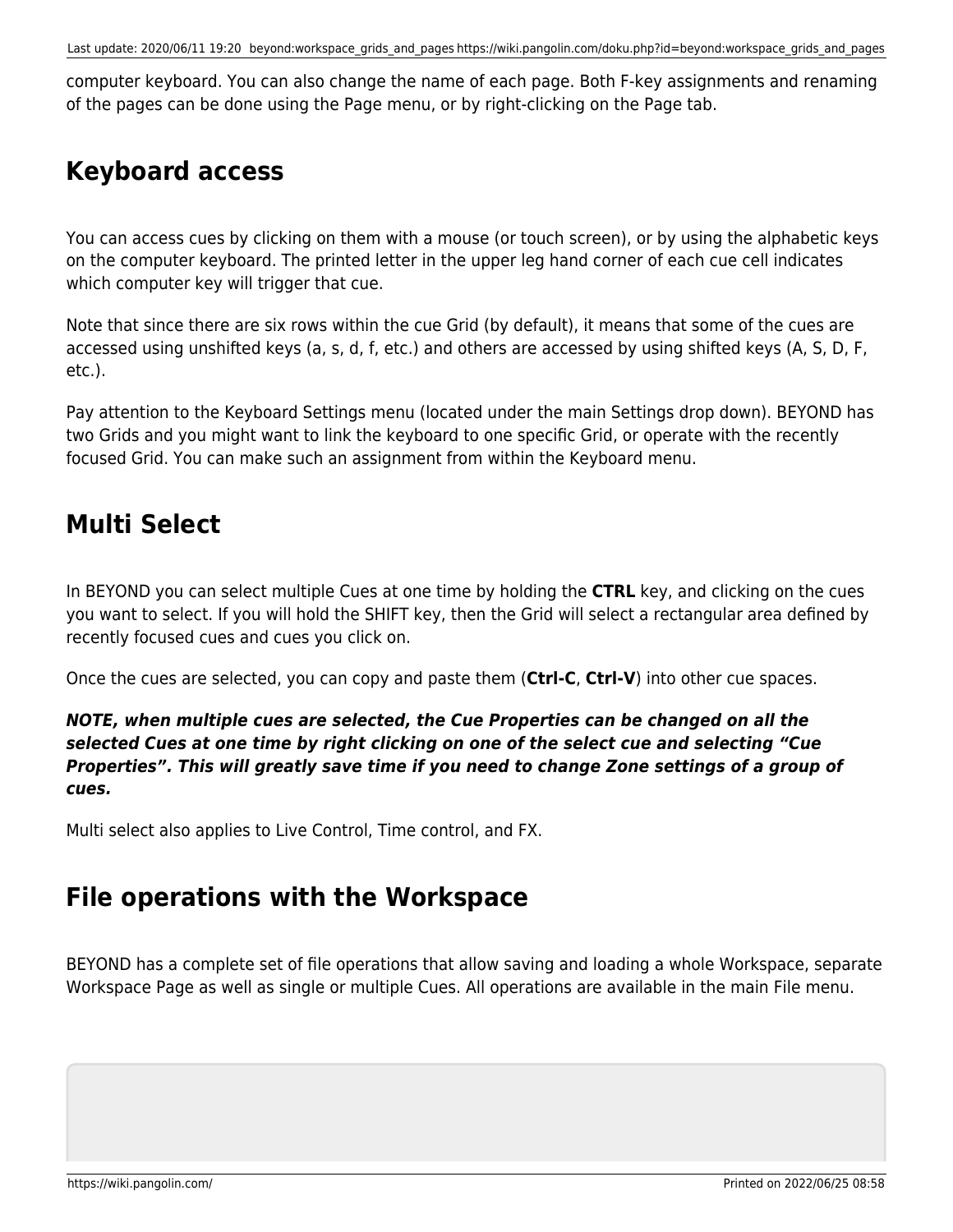computer keyboard. You can also change the name of each page. Both F-key assignments and renaming of the pages can be done using the Page menu, or by right-clicking on the Page tab.

## Keyboard access

You can access cues by clicking on them with a mouse (or touch screen), or by using the alphabetic keys on the computer keyboard. The printed letter in the upper leg hand corner of each cue cell indicates which computer key will trigger that cue.

Note that since there are six rows within the cue Grid (by default), it means that some of the cues are accessed using unshifted keys (a, s, d, f, etc.) and others are accessed by using shifted keys (A, S, D, F, etc.).

Pay attention to the Keyboard Settings menu (located under the main Settings drop down). BEYOND has two Grids and you might want to link the keyboard to one specific Grid, or operate with the recently focused Grid. You can make such an assignment from within the Keyboard menu.

## Multi Select

In BEYOND you can select multiple Cues at one time by holding the **CTRL** key, and clicking on the cues you want to select. If you will hold the SHIFT key, then the Grid will select a rectangular area defined by recently focused cues and cues you click on.

Once the cues are selected, you can copy and paste them (**Ctrl-C**, **Ctrl-V**) into other cue spaces.

***NOTE, when multiple cues are selected, the Cue Properties can be changed on all the selected Cues at one time by right clicking on one of the select cue and selecting “Cue Properties”. This will greatly save time if you need to change Zone settings of a group of cues.***

Multi select also applies to Live Control, Time control, and FX.

## File operations with the Workspace

BEYOND has a complete set of file operations that allow saving and loading a whole Workspace, separate Workspace Page as well as single or multiple Cues. All operations are available in the main File menu.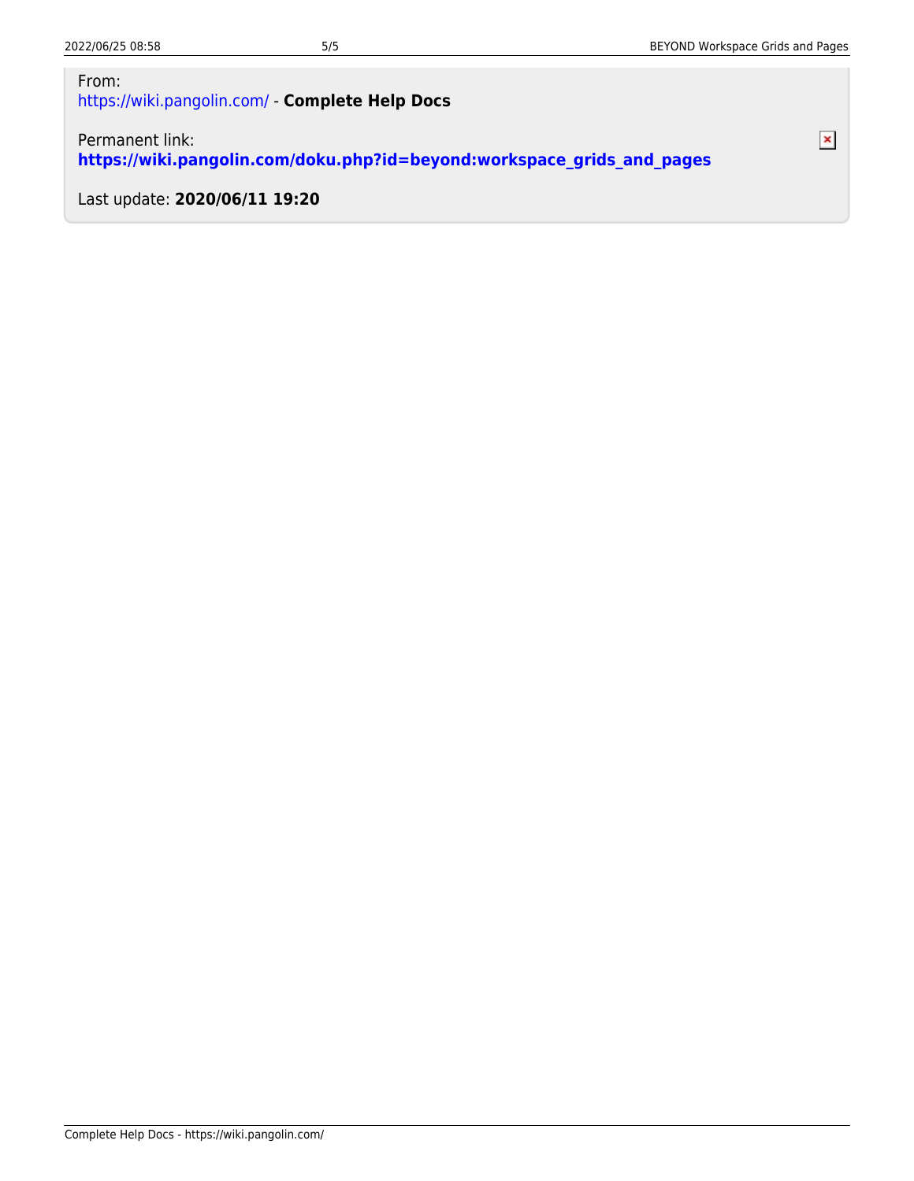From:
https://wiki.pangolin.com/ - **Complete Help Docs**

Permanent link:
**https://wiki.pangolin.com/doku.php?id=beyond:workspace_grids_and_pages**

Last update: **2020/06/11 19:20**